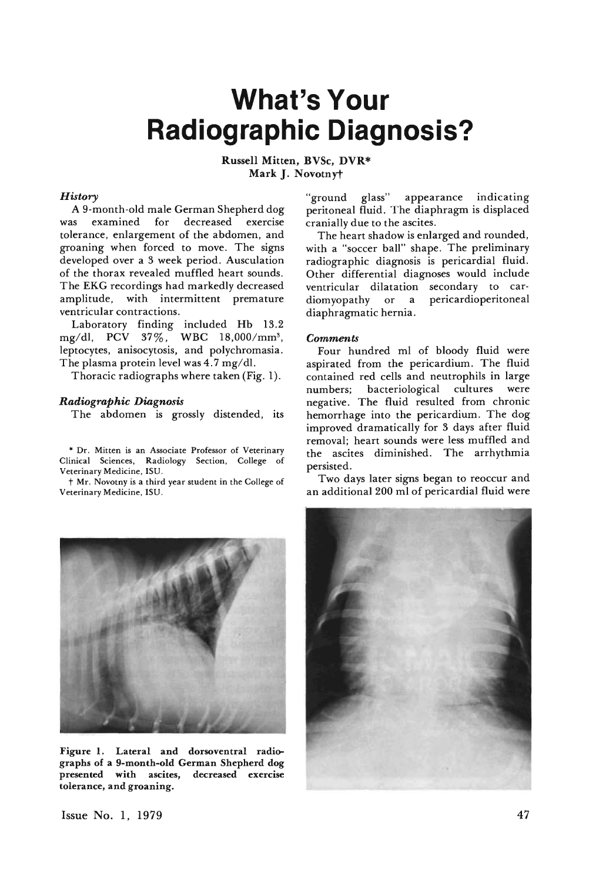# What's Your Radiographic Diagnosis?

Russell Mitten, BVSc, DVR*
Mark J. Novotny†

### *History*

A 9-month-old male German Shepherd dog was examined for decreased exercise tolerance, enlargement of the abdomen, and groaning when forced to move. The signs developed over a 3 week period. Ausculation of the thorax revealed muffled heart sounds. The EKG recordings had markedly decreased amplitude, with intermittent premature ventricular contractions.

Laboratory finding included Hb 13.2 mg/dl, PCV 37%, WBC 18,000/mm$^3$, leptocytes, anisocytosis, and polychromasia. The plasma protein level was 4.7 mg/dl.

Thoracic radiographs where taken (Fig. 1).

### *Radiographic Diagnosis*

The abdomen is grossly distended, its "ground glass" appearance indicating peritoneal fluid. The diaphragm is displaced cranially due to the ascites.

The heart shadow is enlarged and rounded, with a "soccer ball" shape. The preliminary radiographic diagnosis is pericardial fluid. Other differential diagnoses would include ventricular dilatation secondary to cardiomyopathy or a pericardioperitoneal diaphragmatic hernia.

### *Comments*

Four hundred ml of bloody fluid were aspirated from the pericardium. The fluid contained red cells and neutrophils in large numbers; bacteriological cultures were negative. The fluid resulted from chronic hemorrhage into the pericardium. The dog improved dramatically for 3 days after fluid removal; heart sounds were less muffled and the ascites diminished. The arrhythmia persisted.

Two days later signs began to reoccur and an additional 200 ml of pericardial fluid were

Figure 1. Lateral and dorsoventral radiographs of a 9-month-old German Shepherd dog presented with ascites, decreased exercise tolerance, and groaning.

\* Dr. Mitten is an Associate Professor of Veterinary Clinical Sciences, Radiology Section, College of Veterinary Medicine, ISU.

† Mr. Novotny is a third year student in the College of Veterinary Medicine, ISU.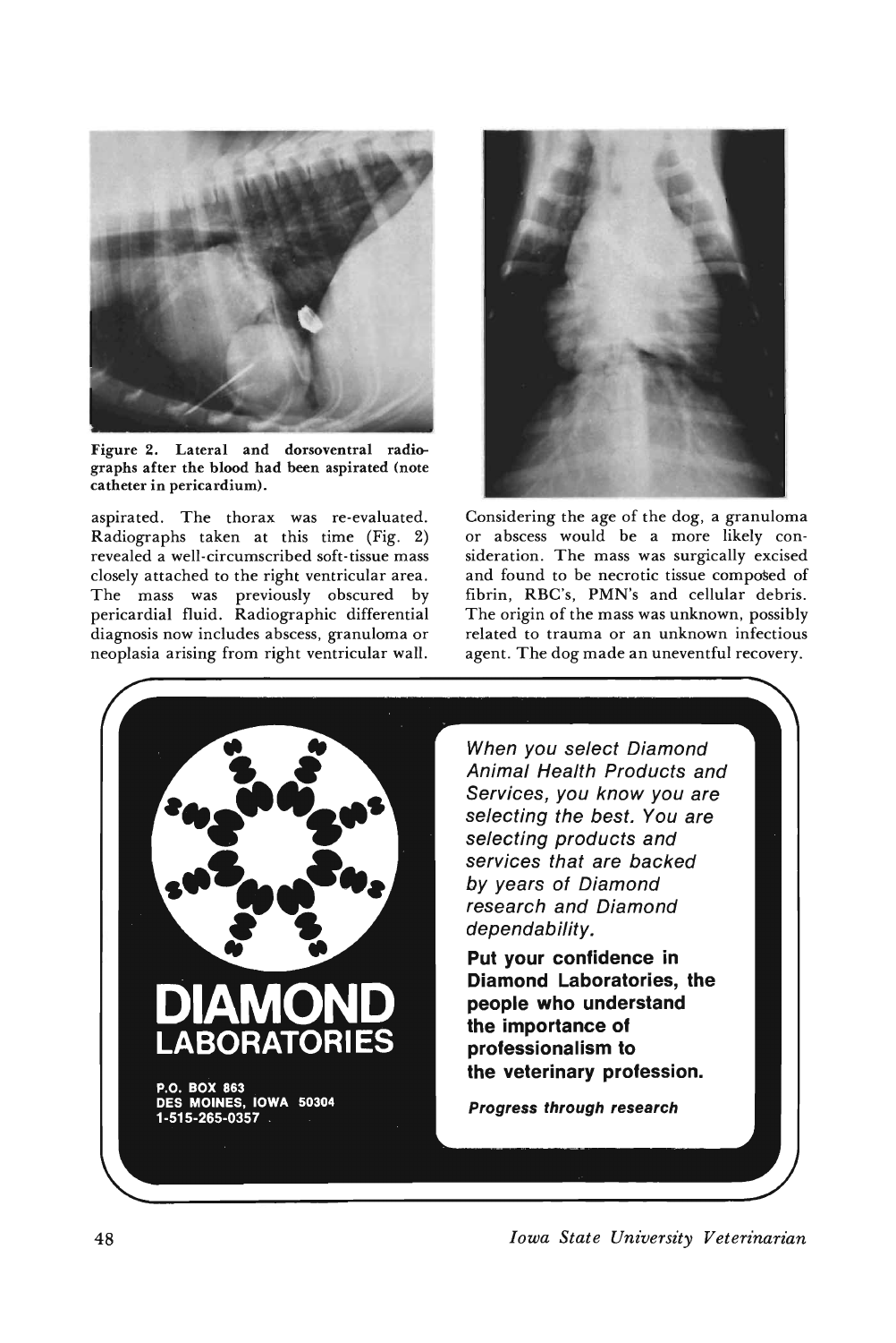Figure 2. Lateral and dorsoventral radiographs after the blood had been aspirated (note catheter in pericardium).

aspirated. The thorax was re-evaluated. Radiographs taken at this time (Fig. 2) revealed a well-circumscribed soft-tissue mass closely attached to the right ventricular area. The mass was previously obscured by pericardial fluid. Radiographic differential diagnosis now includes abscess, granuloma or neoplasia arising from right ventricular wall.

Considering the age of the dog, a granuloma or abscess would be a more likely consideration. The mass was surgically excised and found to be necrotic tissue composed of fibrin, RBC's, PMN's and cellular debris. The origin of the mass was unknown, possibly related to trauma or an unknown infectious agent. The dog made an uneventful recovery.

**DIAMOND LABORATORIES**

**P.O. BOX 863**
**DES MOINES, IOWA 50304**
**1-515-265-0357**

*When you select Diamond Animal Health Products and Services, you know you are selecting the best. You are selecting products and services that are backed by years of Diamond research and Diamond dependability.*

**Put your confidence in Diamond Laboratories, the people who understand the importance of professionalism to the veterinary profession.**

***Progress through research***